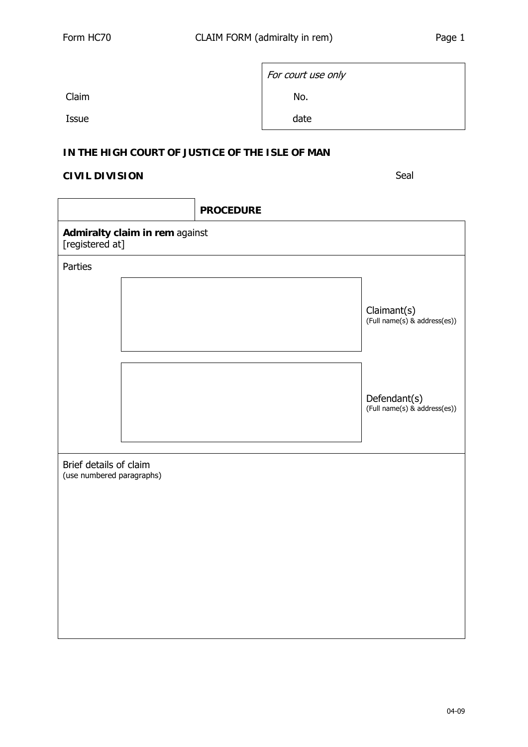Form HC70 — CLAIM FORM (admiralty in rem)

| | *For court use only* |
|---|---|
| Claim | No. |
| Issue | date |

**IN THE HIGH COURT OF JUSTICE OF THE ISLE OF MAN**

**CIVIL DIVISION**

Seal

| | **PROCEDURE** |
|---|---|

**Admiralty claim in rem** against
[registered at]

Parties

| | |
|---|---|
| | Claimant(s) (Full name(s) & address(es)) |
| | Defendant(s) (Full name(s) & address(es)) |

Brief details of claim
(use numbered paragraphs)

04-09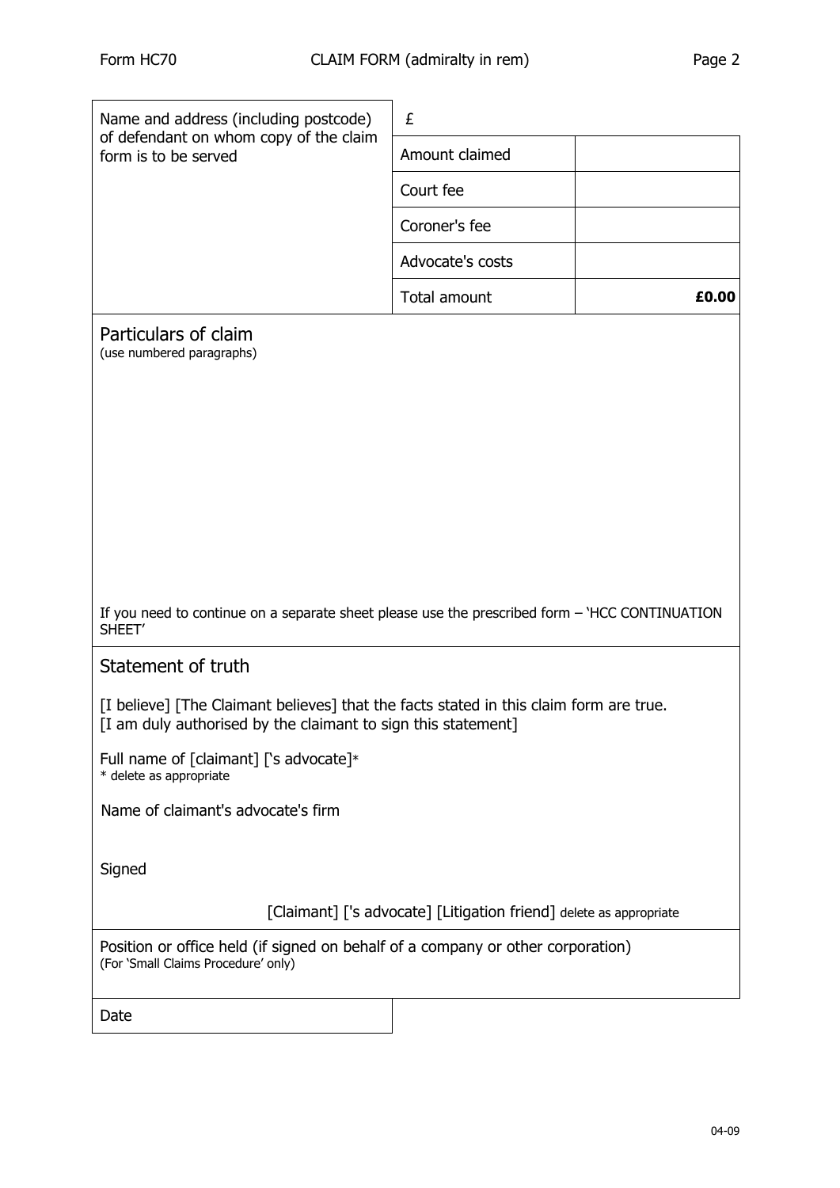| Name and address (including postcode) of defendant on whom copy of the claim form is to be served | £ | |
|---|---|---|
| | Amount claimed | |
| | Court fee | |
| | Coroner's fee | |
| | Advocate's costs | |
| | Total amount | **£0.00** |

## Particulars of claim

(use numbered paragraphs)

If you need to continue on a separate sheet please use the prescribed form – 'HCC CONTINUATION SHEET'

## Statement of truth

[I believe] [The Claimant believes] that the facts stated in this claim form are true.
[I am duly authorised by the claimant to sign this statement]

Full name of [claimant] ['s advocate]*
* delete as appropriate

Name of claimant's advocate's firm

Signed

[Claimant] ['s advocate] [Litigation friend] delete as appropriate

Position or office held (if signed on behalf of a company or other corporation)
(For 'Small Claims Procedure' only)

Date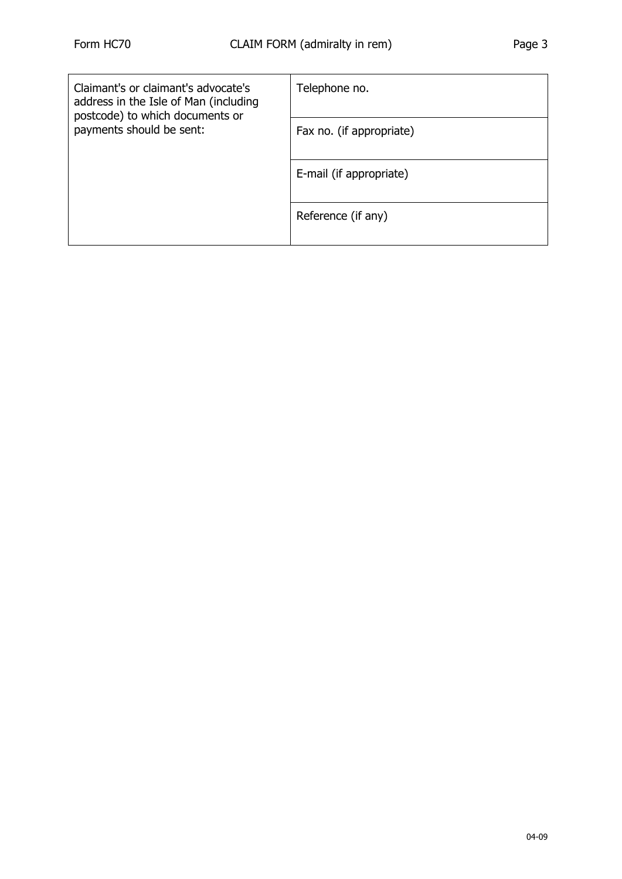| | |
|---|---|
| Claimant's or claimant's advocate's address in the Isle of Man (including postcode) to which documents or payments should be sent: | Telephone no. |
| | Fax no. (if appropriate) |
| | E-mail (if appropriate) |
| | Reference (if any) |

04-09